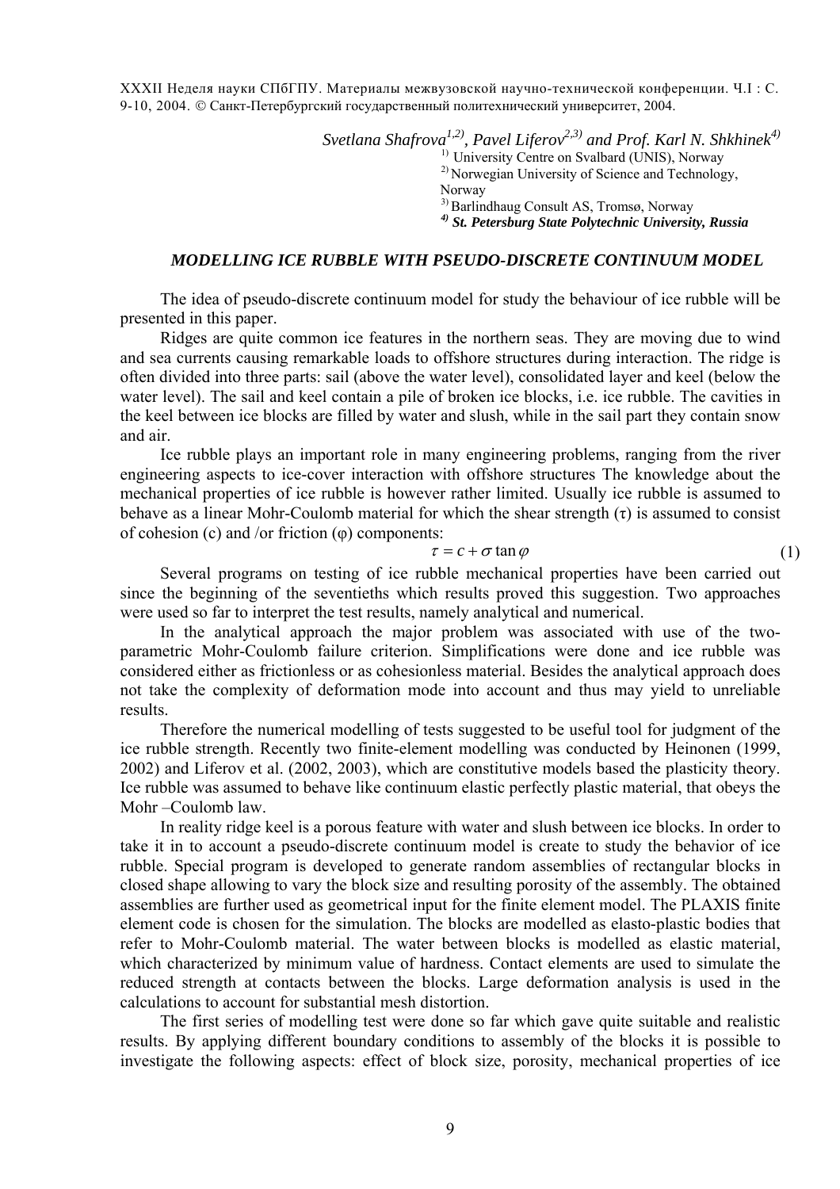XXXII Неделя науки СПбГПУ. Материалы межвузовской научно-технической конференции. Ч.I : С. 9-10, 2004. © Санкт-Петербургский государственный политехнический университет, 2004.

*Svetlana Shafrova[1,2], Pavel Liferov[2,3] and Prof. Karl N. Shkhinek[4]*

[1] University Centre on Svalbard (UNIS), Norway
[2] Norwegian University of Science and Technology, Norway
[3] Barlindhaug Consult AS, Tromsø, Norway
***[4] St. Petersburg State Polytechnic University, Russia***

## *MODELLING ICE RUBBLE WITH PSEUDO-DISCRETE CONTINUUM MODEL*

The idea of pseudo-discrete continuum model for study the behaviour of ice rubble will be presented in this paper.

Ridges are quite common ice features in the northern seas. They are moving due to wind and sea currents causing remarkable loads to offshore structures during interaction. The ridge is often divided into three parts: sail (above the water level), consolidated layer and keel (below the water level). The sail and keel contain a pile of broken ice blocks, i.e. ice rubble. The cavities in the keel between ice blocks are filled by water and slush, while in the sail part they contain snow and air.

Ice rubble plays an important role in many engineering problems, ranging from the river engineering aspects to ice-cover interaction with offshore structures The knowledge about the mechanical properties of ice rubble is however rather limited. Usually ice rubble is assumed to behave as a linear Mohr-Coulomb material for which the shear strength ($\tau$) is assumed to consist of cohesion (c) and /or friction ($\varphi$) components:

$$\tau = c + \sigma \tan \varphi \tag{1}$$

Several programs on testing of ice rubble mechanical properties have been carried out since the beginning of the seventieths which results proved this suggestion. Two approaches were used so far to interpret the test results, namely analytical and numerical.

In the analytical approach the major problem was associated with use of the two-parametric Mohr-Coulomb failure criterion. Simplifications were done and ice rubble was considered either as frictionless or as cohesionless material. Besides the analytical approach does not take the complexity of deformation mode into account and thus may yield to unreliable results.

Therefore the numerical modelling of tests suggested to be useful tool for judgment of the ice rubble strength. Recently two finite-element modelling was conducted by Heinonen (1999, 2002) and Liferov et al. (2002, 2003), which are constitutive models based the plasticity theory. Ice rubble was assumed to behave like continuum elastic perfectly plastic material, that obeys the Mohr –Coulomb law.

In reality ridge keel is a porous feature with water and slush between ice blocks. In order to take it in to account a pseudo-discrete continuum model is create to study the behavior of ice rubble. Special program is developed to generate random assemblies of rectangular blocks in closed shape allowing to vary the block size and resulting porosity of the assembly. The obtained assemblies are further used as geometrical input for the finite element model. The PLAXIS finite element code is chosen for the simulation. The blocks are modelled as elasto-plastic bodies that refer to Mohr-Coulomb material. The water between blocks is modelled as elastic material, which characterized by minimum value of hardness. Contact elements are used to simulate the reduced strength at contacts between the blocks. Large deformation analysis is used in the calculations to account for substantial mesh distortion.

The first series of modelling test were done so far which gave quite suitable and realistic results. By applying different boundary conditions to assembly of the blocks it is possible to investigate the following aspects: effect of block size, porosity, mechanical properties of ice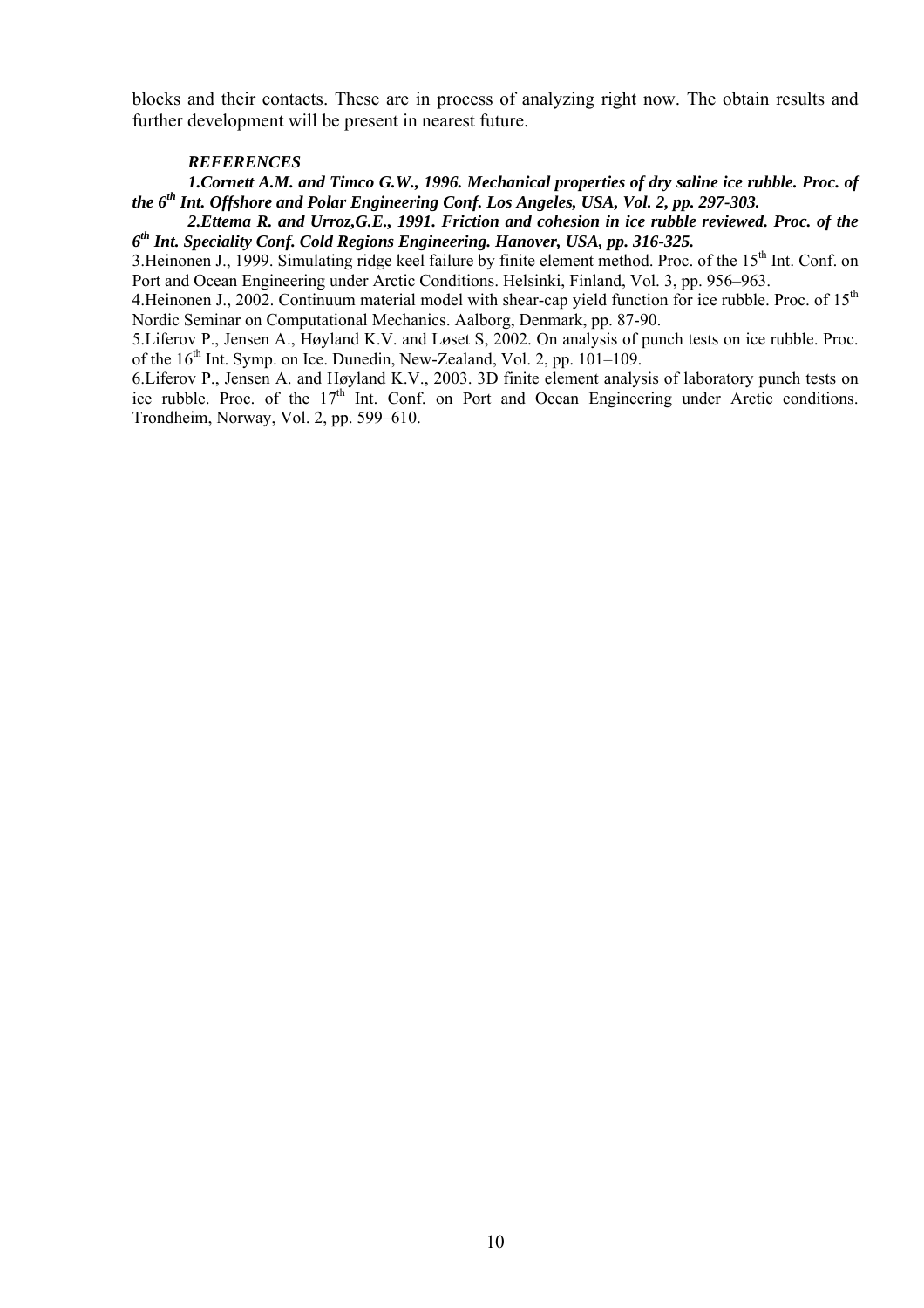blocks and their contacts. These are in process of analyzing right now. The obtain results and further development will be present in nearest future.

***REFERENCES***

***1.Cornett A.M. and Timco G.W., 1996. Mechanical properties of dry saline ice rubble. Proc. of the 6th Int. Offshore and Polar Engineering Conf. Los Angeles, USA, Vol. 2, pp. 297-303.***

***2.Ettema R. and Urroz,G.E., 1991. Friction and cohesion in ice rubble reviewed. Proc. of the 6th Int. Speciality Conf. Cold Regions Engineering. Hanover, USA, pp. 316-325.***

3.Heinonen J., 1999. Simulating ridge keel failure by finite element method. Proc. of the 15th Int. Conf. on Port and Ocean Engineering under Arctic Conditions. Helsinki, Finland, Vol. 3, pp. 956–963.

4.Heinonen J., 2002. Continuum material model with shear-cap yield function for ice rubble. Proc. of 15th Nordic Seminar on Computational Mechanics. Aalborg, Denmark, pp. 87-90.

5.Liferov P., Jensen A., Høyland K.V. and Løset S, 2002. On analysis of punch tests on ice rubble. Proc. of the 16th Int. Symp. on Ice. Dunedin, New-Zealand, Vol. 2, pp. 101–109.

6.Liferov P., Jensen A. and Høyland K.V., 2003. 3D finite element analysis of laboratory punch tests on ice rubble. Proc. of the 17th Int. Conf. on Port and Ocean Engineering under Arctic conditions. Trondheim, Norway, Vol. 2, pp. 599–610.